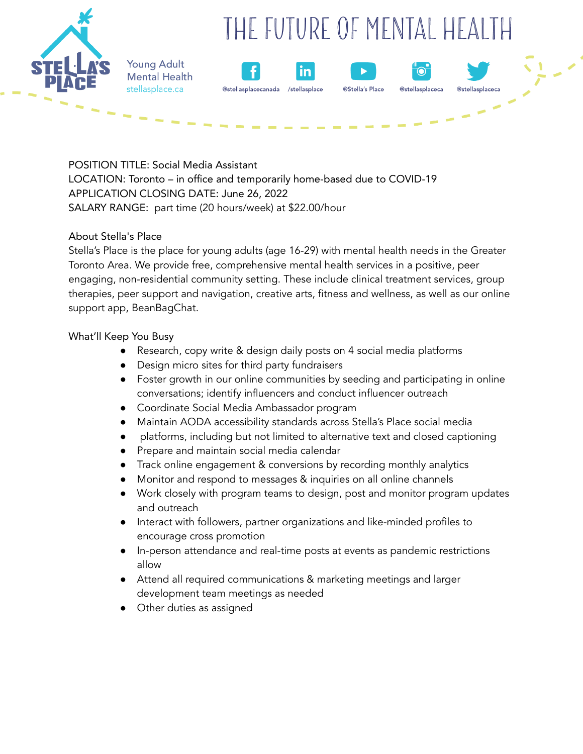# THE FUTURE OF MENTAL HEALTH

Stella's Place
Young Adult Mental Health
stellasplace.ca

@stellasplacecanada /stellasplace @Stella's Place @stellasplaceca @stellasplaceca

POSITION TITLE: Social Media Assistant
LOCATION: Toronto – in office and temporarily home-based due to COVID-19
APPLICATION CLOSING DATE: June 26, 2022
SALARY RANGE: part time (20 hours/week) at $22.00/hour

About Stella's Place

Stella's Place is the place for young adults (age 16-29) with mental health needs in the Greater Toronto Area. We provide free, comprehensive mental health services in a positive, peer engaging, non-residential community setting. These include clinical treatment services, group therapies, peer support and navigation, creative arts, fitness and wellness, as well as our online support app, BeanBagChat.

What'll Keep You Busy

- Research, copy write & design daily posts on 4 social media platforms
- Design micro sites for third party fundraisers
- Foster growth in our online communities by seeding and participating in online conversations; identify influencers and conduct influencer outreach
- Coordinate Social Media Ambassador program
- Maintain AODA accessibility standards across Stella's Place social media
- platforms, including but not limited to alternative text and closed captioning
- Prepare and maintain social media calendar
- Track online engagement & conversions by recording monthly analytics
- Monitor and respond to messages & inquiries on all online channels
- Work closely with program teams to design, post and monitor program updates and outreach
- Interact with followers, partner organizations and like-minded profiles to encourage cross promotion
- In-person attendance and real-time posts at events as pandemic restrictions allow
- Attend all required communications & marketing meetings and larger development team meetings as needed
- Other duties as assigned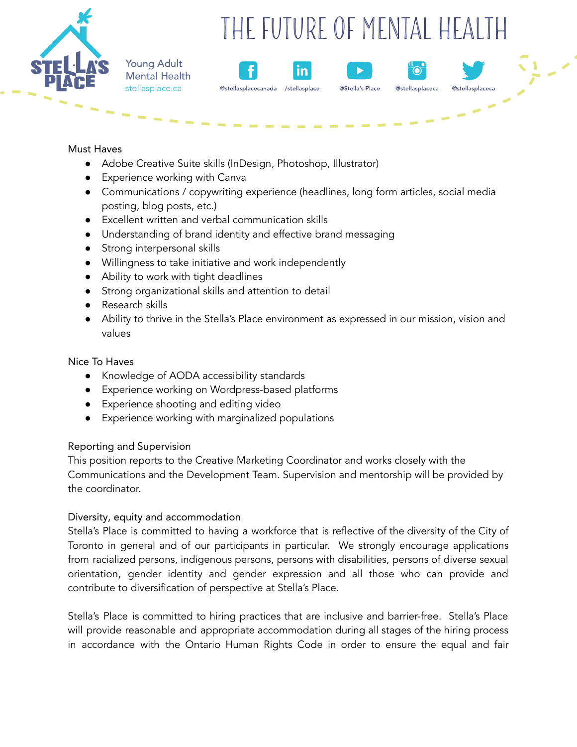Must Haves

- Adobe Creative Suite skills (InDesign, Photoshop, Illustrator)
- Experience working with Canva
- Communications / copywriting experience (headlines, long form articles, social media posting, blog posts, etc.)
- Excellent written and verbal communication skills
- Understanding of brand identity and effective brand messaging
- Strong interpersonal skills
- Willingness to take initiative and work independently
- Ability to work with tight deadlines
- Strong organizational skills and attention to detail
- Research skills
- Ability to thrive in the Stella's Place environment as expressed in our mission, vision and values

Nice To Haves

- Knowledge of AODA accessibility standards
- Experience working on Wordpress-based platforms
- Experience shooting and editing video
- Experience working with marginalized populations

Reporting and Supervision

This position reports to the Creative Marketing Coordinator and works closely with the Communications and the Development Team. Supervision and mentorship will be provided by the coordinator.

Diversity, equity and accommodation

Stella's Place is committed to having a workforce that is reflective of the diversity of the City of Toronto in general and of our participants in particular. We strongly encourage applications from racialized persons, indigenous persons, persons with disabilities, persons of diverse sexual orientation, gender identity and gender expression and all those who can provide and contribute to diversification of perspective at Stella's Place.

Stella's Place is committed to hiring practices that are inclusive and barrier-free. Stella's Place will provide reasonable and appropriate accommodation during all stages of the hiring process in accordance with the Ontario Human Rights Code in order to ensure the equal and fair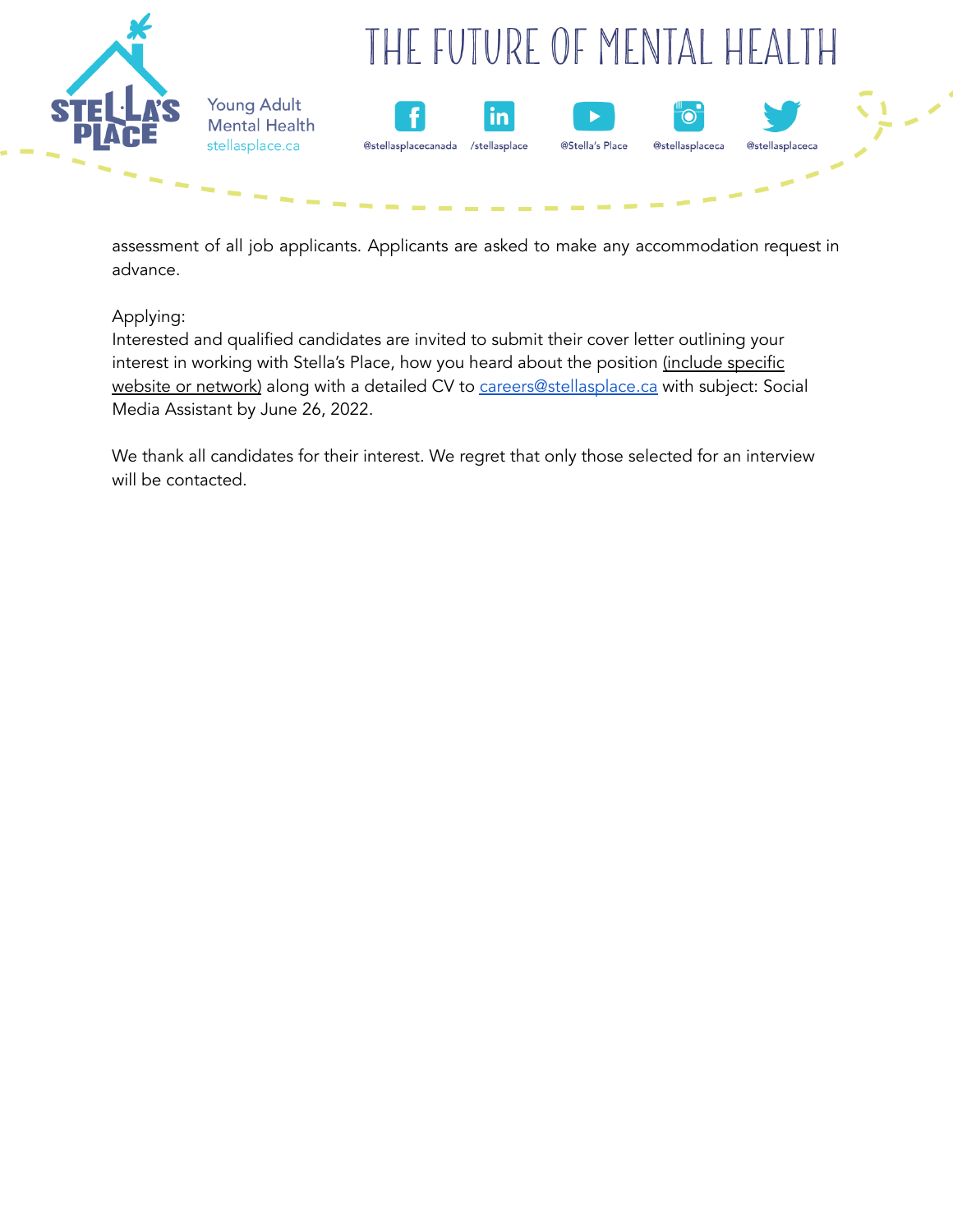assessment of all job applicants. Applicants are asked to make any accommodation request in advance.

Applying:
Interested and qualified candidates are invited to submit their cover letter outlining your interest in working with Stella's Place, how you heard about the position (include specific website or network) along with a detailed CV to careers@stellasplace.ca with subject: Social Media Assistant by June 26, 2022.

We thank all candidates for their interest. We regret that only those selected for an interview will be contacted.